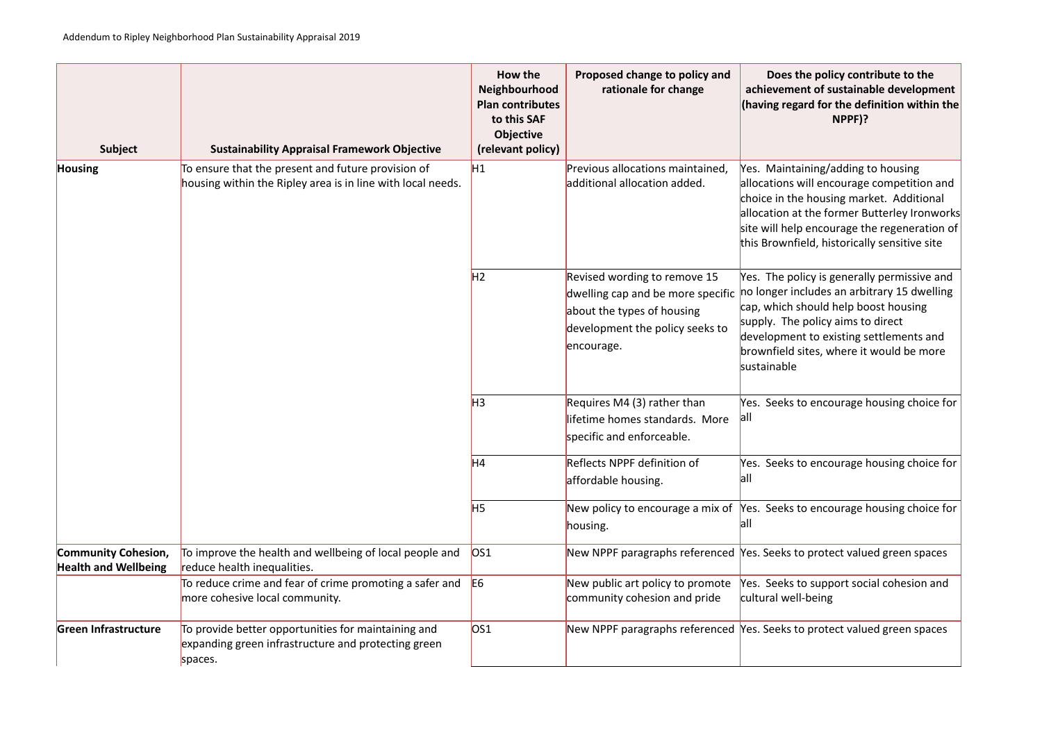| Subject | Sustainability Appraisal Framework Objective | How the Neighbourhood Plan contributes to this SAF Objective (relevant policy) | Proposed change to policy and rationale for change | Does the policy contribute to the achievement of sustainable development (having regard for the definition within the NPPF)? |
|---|---|---|---|---|
| **Housing** | To ensure that the present and future provision of housing within the Ripley area is in line with local needs. | H1 | Previous allocations maintained, additional allocation added. | Yes. Maintaining/adding to housing allocations will encourage competition and choice in the housing market. Additional allocation at the former Butterley Ironworks site will help encourage the regeneration of this Brownfield, historically sensitive site |
| | | H2 | Revised wording to remove 15 dwelling cap and be more specific about the types of housing development the policy seeks to encourage. | Yes. The policy is generally permissive and no longer includes an arbitrary 15 dwelling cap, which should help boost housing supply. The policy aims to direct development to existing settlements and brownfield sites, where it would be more sustainable |
| | | H3 | Requires M4 (3) rather than lifetime homes standards. More specific and enforceable. | Yes. Seeks to encourage housing choice for all |
| | | H4 | Reflects NPPF definition of affordable housing. | Yes. Seeks to encourage housing choice for all |
| | | H5 | New policy to encourage a mix of housing. | Yes. Seeks to encourage housing choice for all |
| **Community Cohesion, Health and Wellbeing** | To improve the health and wellbeing of local people and reduce health inequalities. | OS1 | New NPPF paragraphs referenced | Yes. Seeks to protect valued green spaces |
| | To reduce crime and fear of crime promoting a safer and more cohesive local community. | E6 | New public art policy to promote community cohesion and pride | Yes. Seeks to support social cohesion and cultural well-being |
| **Green Infrastructure** | To provide better opportunities for maintaining and expanding green infrastructure and protecting green spaces. | OS1 | New NPPF paragraphs referenced | Yes. Seeks to protect valued green spaces |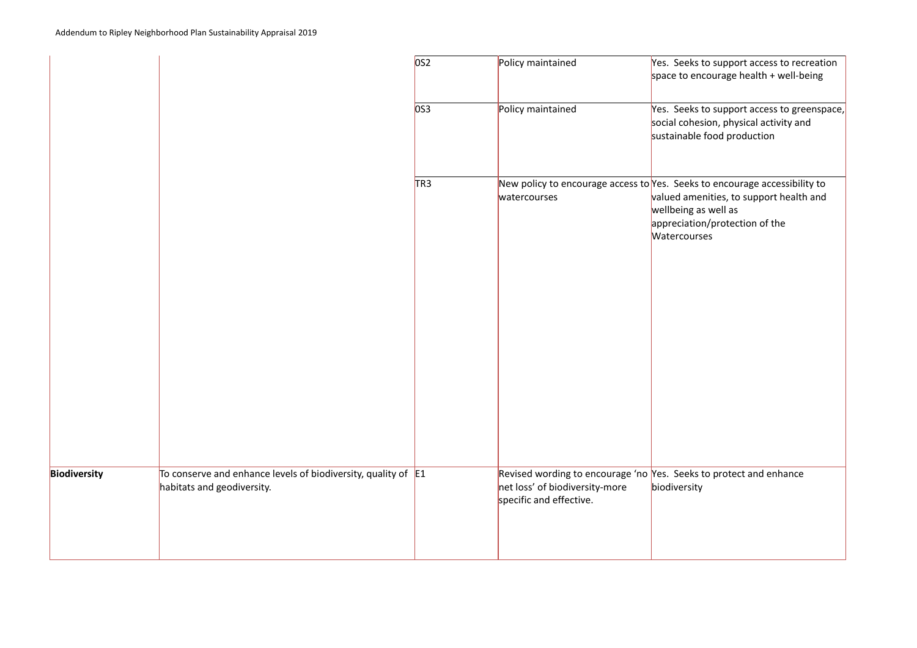| | | 0S2 | Policy maintained | Yes. Seeks to support access to recreation space to encourage health + well-being |
|---|---|---|---|---|
| | | 0S3 | Policy maintained | Yes. Seeks to support access to greenspace, social cohesion, physical activity and sustainable food production |
| | | TR3 | New policy to encourage access to watercourses | Yes. Seeks to encourage accessibility to valued amenities, to support health and wellbeing as well as appreciation/protection of the Watercourses |
| **Biodiversity** | To conserve and enhance levels of biodiversity, quality of habitats and geodiversity. | E1 | Revised wording to encourage 'no net loss' of biodiversity-more specific and effective. | Yes. Seeks to protect and enhance biodiversity |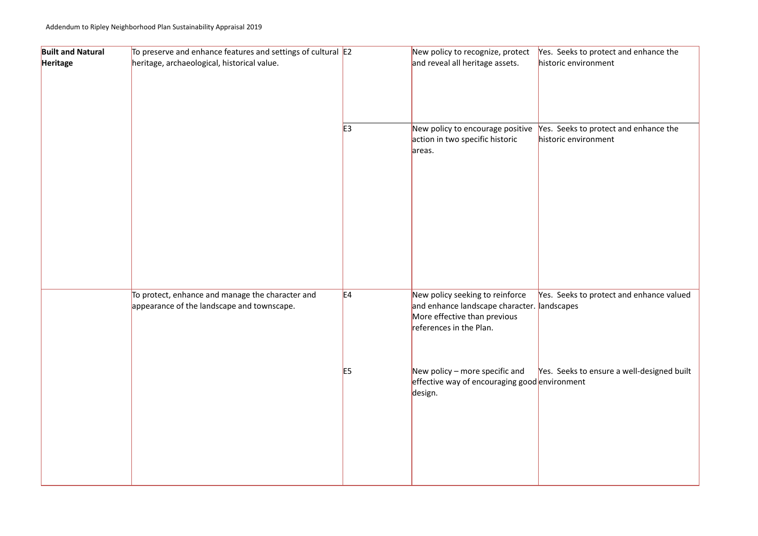| | | | | |
|---|---|---|---|---|
| **Built and Natural Heritage** | To preserve and enhance features and settings of cultural heritage, archaeological, historical value. | E2 | New policy to recognize, protect and reveal all heritage assets. | Yes. Seeks to protect and enhance the historic environment |
| | | E3 | New policy to encourage positive action in two specific historic areas. | Yes. Seeks to protect and enhance the historic environment |
| | To protect, enhance and manage the character and appearance of the landscape and townscape. | E4 | New policy seeking to reinforce and enhance landscape character. More effective than previous references in the Plan. | Yes. Seeks to protect and enhance valued landscapes |
| | | E5 | New policy – more specific and effective way of encouraging good design. | Yes. Seeks to ensure a well-designed built environment |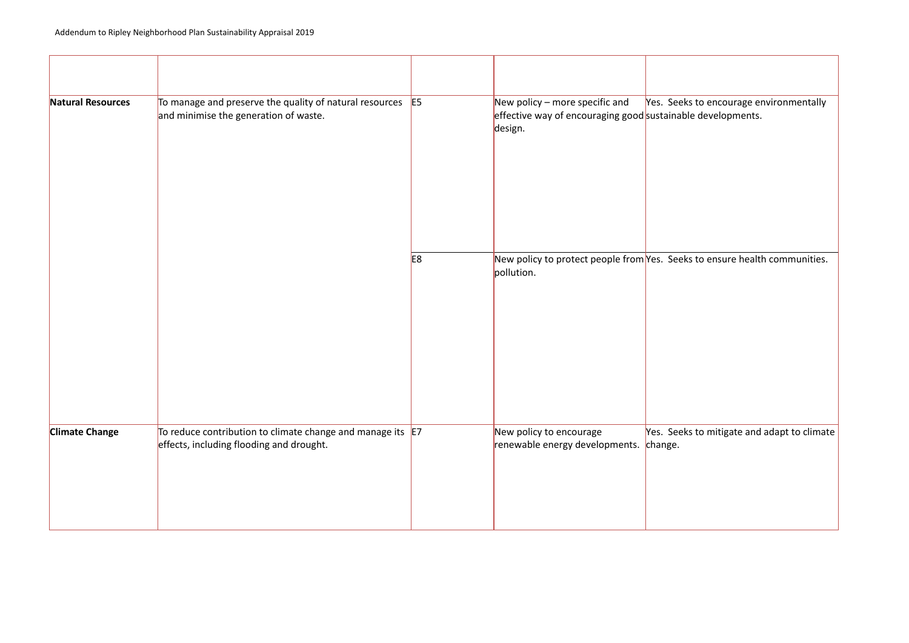| | | | | |
|---|---|---|---|---|
| **Natural Resources** | To manage and preserve the quality of natural resources and minimise the generation of waste. | E5 | New policy – more specific and effective way of encouraging good design. | Yes. Seeks to encourage environmentally sustainable developments. |
| | | E8 | New policy to protect people from pollution. | Yes. Seeks to ensure health communities. |
| **Climate Change** | To reduce contribution to climate change and manage its effects, including flooding and drought. | E7 | New policy to encourage renewable energy developments. | Yes. Seeks to mitigate and adapt to climate change. |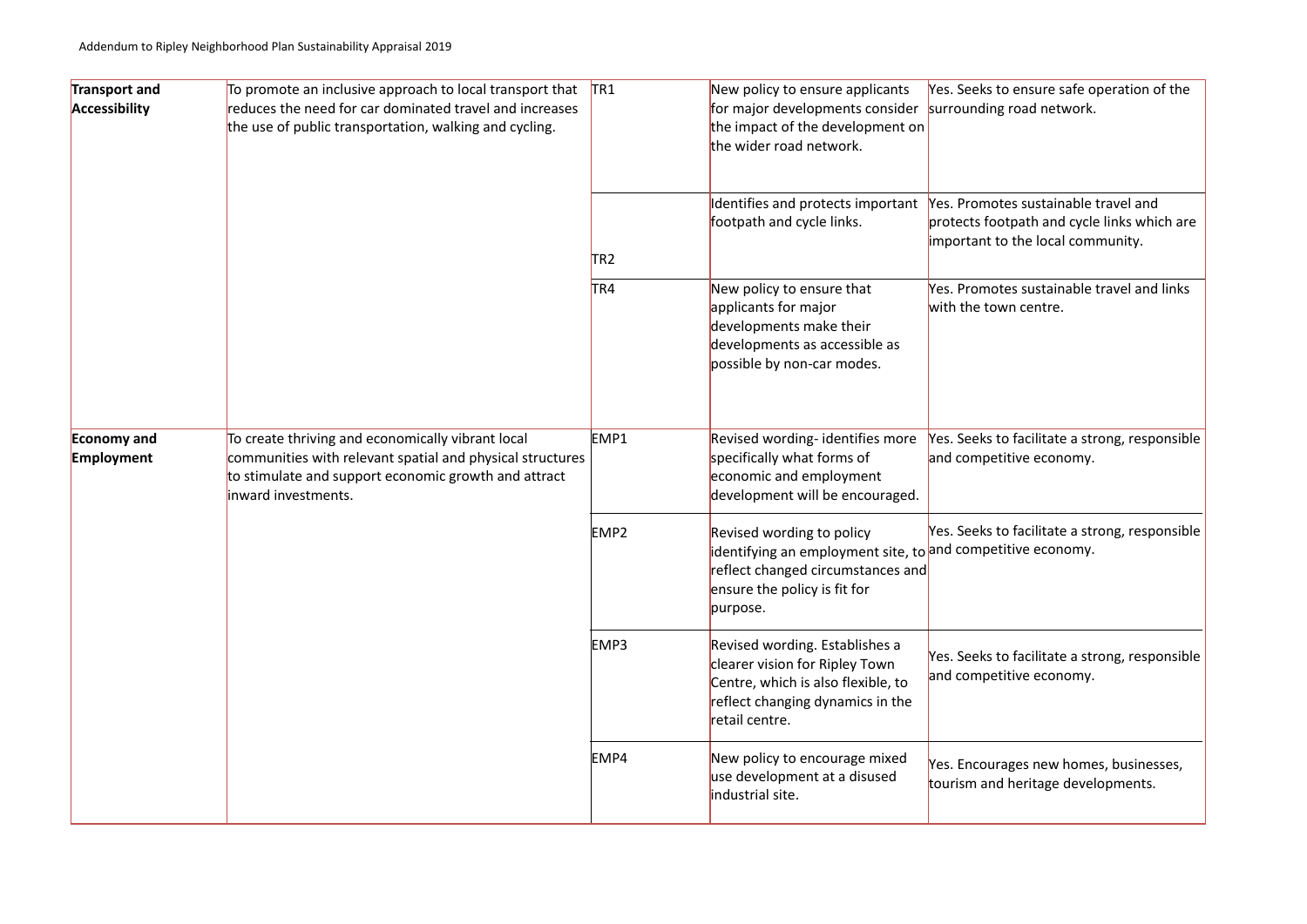| | | | | |
|---|---|---|---|---|
| **Transport and Accessibility** | To promote an inclusive approach to local transport that reduces the need for car dominated travel and increases the use of public transportation, walking and cycling. | TR1 | New policy to ensure applicants for major developments consider the impact of the development on the wider road network. | Yes. Seeks to ensure safe operation of the surrounding road network. |
| | | TR2 | Identifies and protects important footpath and cycle links. | Yes. Promotes sustainable travel and protects footpath and cycle links which are important to the local community. |
| | | TR4 | New policy to ensure that applicants for major developments make their developments as accessible as possible by non-car modes. | Yes. Promotes sustainable travel and links with the town centre. |
| **Economy and Employment** | To create thriving and economically vibrant local communities with relevant spatial and physical structures to stimulate and support economic growth and attract inward investments. | EMP1 | Revised wording- identifies more specifically what forms of economic and employment development will be encouraged. | Yes. Seeks to facilitate a strong, responsible and competitive economy. |
| | | EMP2 | Revised wording to policy identifying an employment site, to reflect changed circumstances and ensure the policy is fit for purpose. | Yes. Seeks to facilitate a strong, responsible and competitive economy. |
| | | EMP3 | Revised wording. Establishes a clearer vision for Ripley Town Centre, which is also flexible, to reflect changing dynamics in the retail centre. | Yes. Seeks to facilitate a strong, responsible and competitive economy. |
| | | EMP4 | New policy to encourage mixed use development at a disused industrial site. | Yes. Encourages new homes, businesses, tourism and heritage developments. |